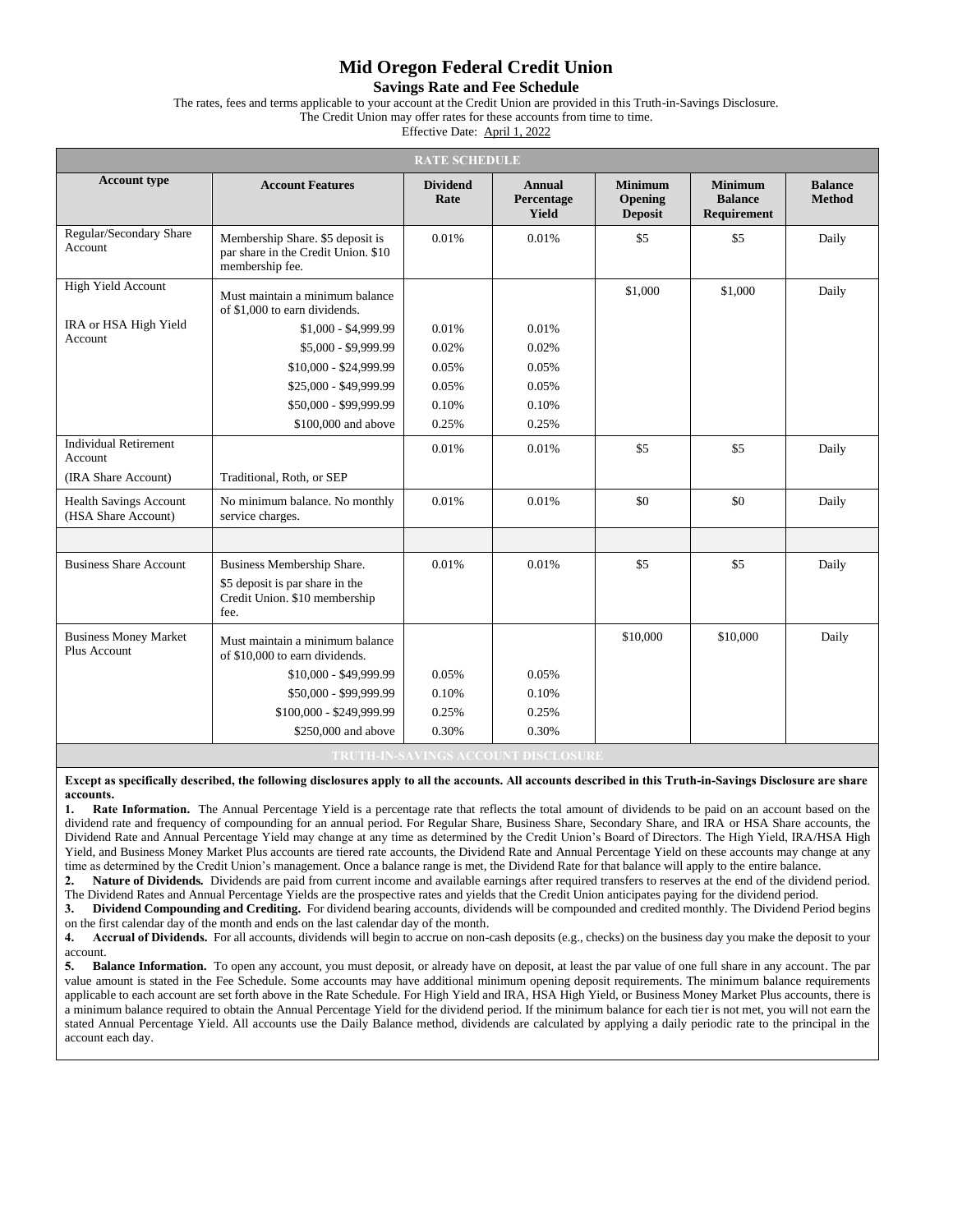# Mid Oregon Federal Credit Union

## Savings Rate and Fee Schedule

The rates, fees and terms applicable to your account at the Credit Union are provided in this Truth-in-Savings Disclosure.
The Credit Union may offer rates for these accounts from time to time.
Effective Date: April 1, 2022

| RATE SCHEDULE | | | | | | |
|---|---|---|---|---|---|---|
| **Account type** | **Account Features** | **Dividend Rate** | **Annual Percentage Yield** | **Minimum Opening Deposit** | **Minimum Balance Requirement** | **Balance Method** |
| Regular/Secondary Share Account | Membership Share. $5 deposit is par share in the Credit Union. $10 membership fee. | 0.01% | 0.01% | $5 | $5 | Daily |
| High Yield Account | Must maintain a minimum balance of $1,000 to earn dividends. | | | $1,000 | $1,000 | Daily |
| IRA or HSA High Yield Account | $1,000 - $4,999.99 | 0.01% | 0.01% | | | |
| | $5,000 - $9,999.99 | 0.02% | 0.02% | | | |
| | $10,000 - $24,999.99 | 0.05% | 0.05% | | | |
| | $25,000 - $49,999.99 | 0.05% | 0.05% | | | |
| | $50,000 - $99,999.99 | 0.10% | 0.10% | | | |
| | $100,000 and above | 0.25% | 0.25% | | | |
| Individual Retirement Account (IRA Share Account) | Traditional, Roth, or SEP | 0.01% | 0.01% | $5 | $5 | Daily |
| Health Savings Account (HSA Share Account) | No minimum balance. No monthly service charges. | 0.01% | 0.01% | $0 | $0 | Daily |
| | | | | | | |
| Business Share Account | Business Membership Share. $5 deposit is par share in the Credit Union. $10 membership fee. | 0.01% | 0.01% | $5 | $5 | Daily |
| Business Money Market Plus Account | Must maintain a minimum balance of $10,000 to earn dividends. | | | $10,000 | $10,000 | Daily |
| | $10,000 - $49,999.99 | 0.05% | 0.05% | | | |
| | $50,000 - $99,999.99 | 0.10% | 0.10% | | | |
| | $100,000 - $249,999.99 | 0.25% | 0.25% | | | |
| | $250,000 and above | 0.30% | 0.30% | | | |

### TRUTH-IN-SAVINGS ACCOUNT DISCLOSURE

**Except as specifically described, the following disclosures apply to all the accounts. All accounts described in this Truth-in-Savings Disclosure are share accounts.**

1. **Rate Information.** The Annual Percentage Yield is a percentage rate that reflects the total amount of dividends to be paid on an account based on the dividend rate and frequency of compounding for an annual period. For Regular Share, Business Share, Secondary Share, and IRA or HSA Share accounts, the Dividend Rate and Annual Percentage Yield may change at any time as determined by the Credit Union's Board of Directors. The High Yield, IRA/HSA High Yield, and Business Money Market Plus accounts are tiered rate accounts, the Dividend Rate and Annual Percentage Yield on these accounts may change at any time as determined by the Credit Union's management. Once a balance range is met, the Dividend Rate for that balance will apply to the entire balance.
2. **Nature of Dividends.** Dividends are paid from current income and available earnings after required transfers to reserves at the end of the dividend period. The Dividend Rates and Annual Percentage Yields are the prospective rates and yields that the Credit Union anticipates paying for the dividend period.
3. **Dividend Compounding and Crediting.** For dividend bearing accounts, dividends will be compounded and credited monthly. The Dividend Period begins on the first calendar day of the month and ends on the last calendar day of the month.
4. **Accrual of Dividends.** For all accounts, dividends will begin to accrue on non-cash deposits (e.g., checks) on the business day you make the deposit to your account.
5. **Balance Information.** To open any account, you must deposit, or already have on deposit, at least the par value of one full share in any account. The par value amount is stated in the Fee Schedule. Some accounts may have additional minimum opening deposit requirements. The minimum balance requirements applicable to each account are set forth above in the Rate Schedule. For High Yield and IRA, HSA High Yield, or Business Money Market Plus accounts, there is a minimum balance required to obtain the Annual Percentage Yield for the dividend period. If the minimum balance for each tier is not met, you will not earn the stated Annual Percentage Yield. All accounts use the Daily Balance method, dividends are calculated by applying a daily periodic rate to the principal in the account each day.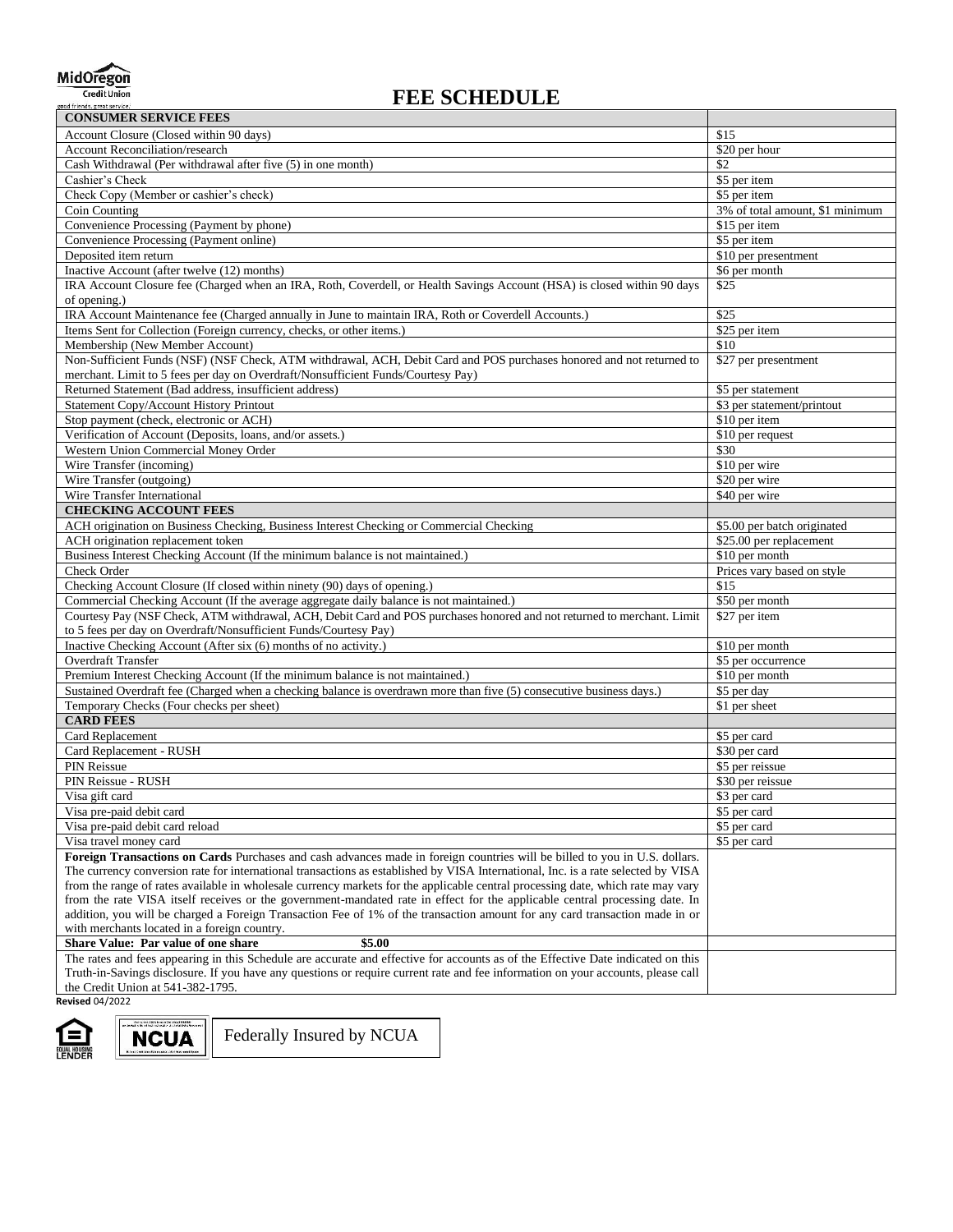MidOregon Credit Union
good friends. great service.

# FEE SCHEDULE

| | |
|---|---|
| **CONSUMER SERVICE FEES** | |
| Account Closure (Closed within 90 days) | $15 |
| Account Reconciliation/research | $20 per hour |
| Cash Withdrawal (Per withdrawal after five (5) in one month) | $2 |
| Cashier's Check | $5 per item |
| Check Copy (Member or cashier's check) | $5 per item |
| Coin Counting | 3% of total amount, $1 minimum |
| Convenience Processing (Payment by phone) | $15 per item |
| Convenience Processing (Payment online) | $5 per item |
| Deposited item return | $10 per presentment |
| Inactive Account (after twelve (12) months) | $6 per month |
| IRA Account Closure fee (Charged when an IRA, Roth, Coverdell, or Health Savings Account (HSA) is closed within 90 days of opening.) | $25 |
| IRA Account Maintenance fee (Charged annually in June to maintain IRA, Roth or Coverdell Accounts.) | $25 |
| Items Sent for Collection (Foreign currency, checks, or other items.) | $25 per item |
| Membership (New Member Account) | $10 |
| Non-Sufficient Funds (NSF) (NSF Check, ATM withdrawal, ACH, Debit Card and POS purchases honored and not returned to merchant. Limit to 5 fees per day on Overdraft/Nonsufficient Funds/Courtesy Pay) | $27 per presentment |
| Returned Statement (Bad address, insufficient address) | $5 per statement |
| Statement Copy/Account History Printout | $3 per statement/printout |
| Stop payment (check, electronic or ACH) | $10 per item |
| Verification of Account (Deposits, loans, and/or assets.) | $10 per request |
| Western Union Commercial Money Order | $30 |
| Wire Transfer (incoming) | $10 per wire |
| Wire Transfer (outgoing) | $20 per wire |
| Wire Transfer International | $40 per wire |
| **CHECKING ACCOUNT FEES** | |
| ACH origination on Business Checking, Business Interest Checking or Commercial Checking | $5.00 per batch originated |
| ACH origination replacement token | $25.00 per replacement |
| Business Interest Checking Account (If the minimum balance is not maintained.) | $10 per month |
| Check Order | Prices vary based on style |
| Checking Account Closure (If closed within ninety (90) days of opening.) | $15 |
| Commercial Checking Account (If the average aggregate daily balance is not maintained.) | $50 per month |
| Courtesy Pay (NSF Check, ATM withdrawal, ACH, Debit Card and POS purchases honored and not returned to merchant. Limit to 5 fees per day on Overdraft/Nonsufficient Funds/Courtesy Pay) | $27 per item |
| Inactive Checking Account (After six (6) months of no activity.) | $10 per month |
| Overdraft Transfer | $5 per occurrence |
| Premium Interest Checking Account (If the minimum balance is not maintained.) | $10 per month |
| Sustained Overdraft fee (Charged when a checking balance is overdrawn more than five (5) consecutive business days.) | $5 per day |
| Temporary Checks (Four checks per sheet) | $1 per sheet |
| **CARD FEES** | |
| Card Replacement | $5 per card |
| Card Replacement - RUSH | $30 per card |
| PIN Reissue | $5 per reissue |
| PIN Reissue - RUSH | $30 per reissue |
| Visa gift card | $3 per card |
| Visa pre-paid debit card | $5 per card |
| Visa pre-paid debit card reload | $5 per card |
| Visa travel money card | $5 per card |
| **Foreign Transactions on Cards** Purchases and cash advances made in foreign countries will be billed to you in U.S. dollars. The currency conversion rate for international transactions as established by VISA International, Inc. is a rate selected by VISA from the range of rates available in wholesale currency markets for the applicable central processing date, which rate may vary from the rate VISA itself receives or the government-mandated rate in effect for the applicable central processing date. In addition, you will be charged a Foreign Transaction Fee of 1% of the transaction amount for any card transaction made in or with merchants located in a foreign country. | |
| **Share Value: Par value of one share $5.00** | |
| The rates and fees appearing in this Schedule are accurate and effective for accounts as of the Effective Date indicated on this Truth-in-Savings disclosure. If you have any questions or require current rate and fee information on your accounts, please call the Credit Union at 541-382-1795. | |

**Revised** 04/2022

EQUAL HOUSING LENDER

NCUA

Federally Insured by NCUA